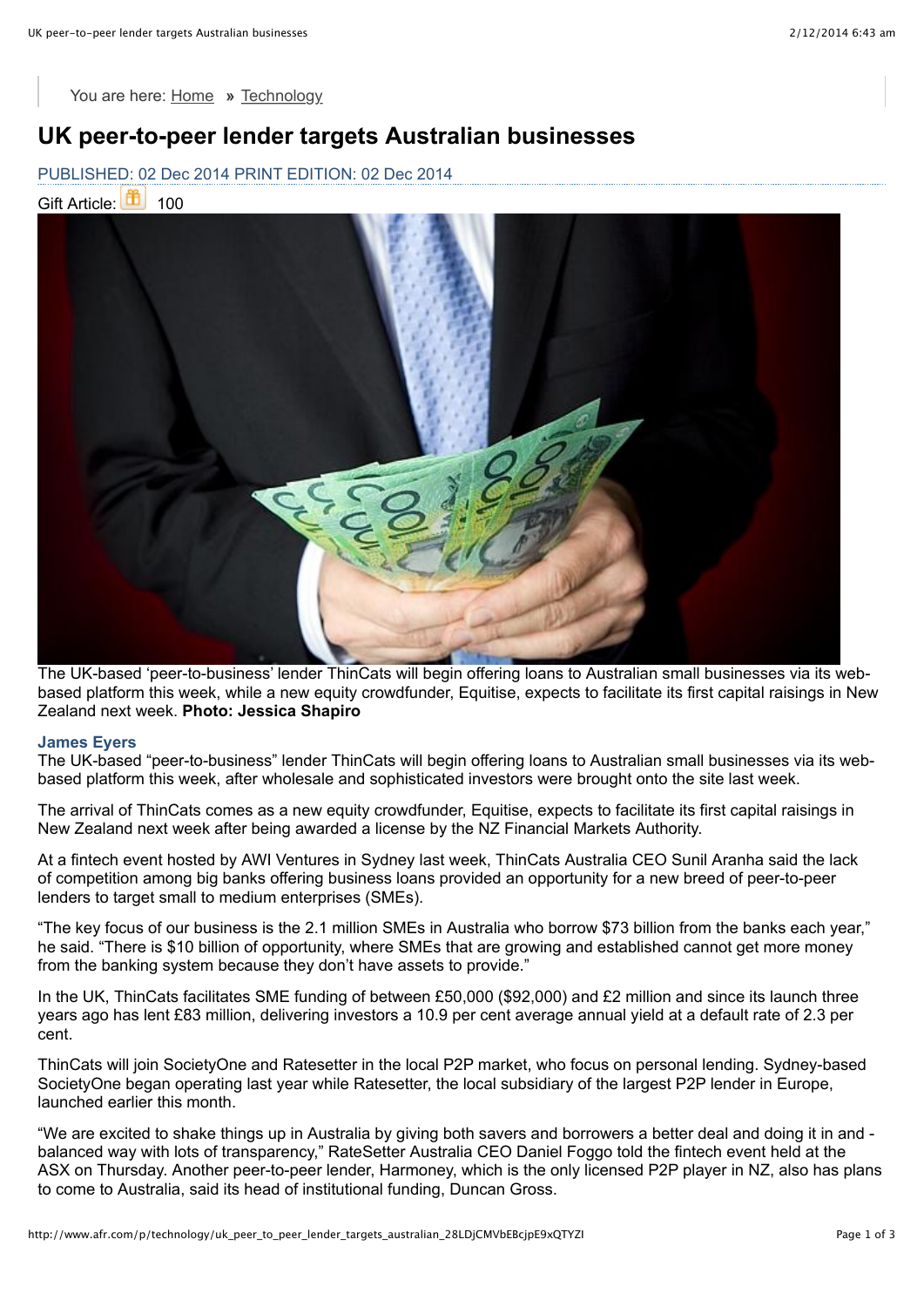You are here: Home » Technology

# UK peer-to-peer lender targets Australian businesses

PUBLISHED: 02 Dec 2014 PRINT EDITION: 02 Dec 2014

Gift Article: 100

The UK-based 'peer-to-business' lender ThinCats will begin offering loans to Australian small businesses via its web-based platform this week, while a new equity crowdfunder, Equitise, expects to facilitate its first capital raisings in New Zealand next week. **Photo: Jessica Shapiro**

**James Eyers**

The UK-based "peer-to-business" lender ThinCats will begin offering loans to Australian small businesses via its web-based platform this week, after wholesale and sophisticated investors were brought onto the site last week.

The arrival of ThinCats comes as a new equity crowdfunder, Equitise, expects to facilitate its first capital raisings in New Zealand next week after being awarded a license by the NZ Financial Markets Authority.

At a fintech event hosted by AWI Ventures in Sydney last week, ThinCats Australia CEO Sunil Aranha said the lack of competition among big banks offering business loans provided an opportunity for a new breed of peer-to-peer lenders to target small to medium enterprises (SMEs).

"The key focus of our business is the 2.1 million SMEs in Australia who borrow $73 billion from the banks each year," he said. "There is $10 billion of opportunity, where SMEs that are growing and established cannot get more money from the banking system because they don't have assets to provide."

In the UK, ThinCats facilitates SME funding of between £50,000 ($92,000) and £2 million and since its launch three years ago has lent £83 million, delivering investors a 10.9 per cent average annual yield at a default rate of 2.3 per cent.

ThinCats will join SocietyOne and Ratesetter in the local P2P market, who focus on personal lending. Sydney-based SocietyOne began operating last year while Ratesetter, the local subsidiary of the largest P2P lender in Europe, launched earlier this month.

"We are excited to shake things up in Australia by giving both savers and borrowers a better deal and doing it in and -balanced way with lots of transparency," RateSetter Australia CEO Daniel Foggo told the fintech event held at the ASX on Thursday. Another peer-to-peer lender, Harmoney, which is the only licensed P2P player in NZ, also has plans to come to Australia, said its head of institutional funding, Duncan Gross.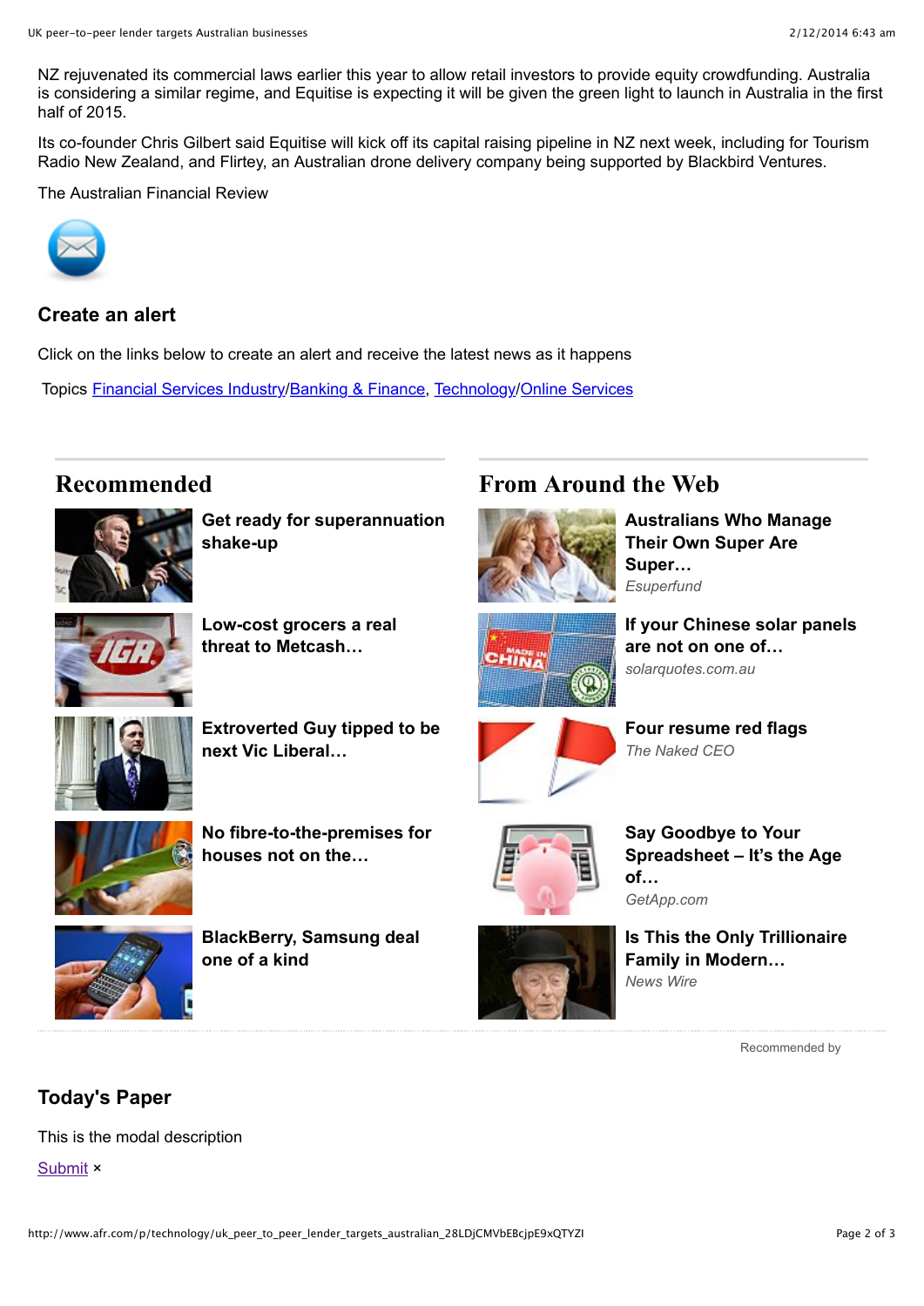NZ rejuvenated its commercial laws earlier this year to allow retail investors to provide equity crowdfunding. Australia is considering a similar regime, and Equitise is expecting it will be given the green light to launch in Australia in the first half of 2015.

Its co-founder Chris Gilbert said Equitise will kick off its capital raising pipeline in NZ next week, including for Tourism Radio New Zealand, and Flirtey, an Australian drone delivery company being supported by Blackbird Ventures.

The Australian Financial Review

### Create an alert

Click on the links below to create an alert and receive the latest news as it happens

Topics Financial Services Industry/Banking & Finance, Technology/Online Services

## Recommended

**Get ready for superannuation shake-up**

**Low-cost grocers a real threat to Metcash…**

**Extroverted Guy tipped to be next Vic Liberal…**

**No fibre-to-the-premises for houses not on the…**

**BlackBerry, Samsung deal one of a kind**

## From Around the Web

**Australians Who Manage Their Own Super Are Super…**
*Esuperfund*

**If your Chinese solar panels are not on one of…**
*solarquotes.com.au*

**Four resume red flags**
*The Naked CEO*

**Say Goodbye to Your Spreadsheet – It's the Age of…**
*GetApp.com*

**Is This the Only Trillionaire Family in Modern…**
*News Wire*

Recommended by

### Today's Paper

This is the modal description

Submit ×